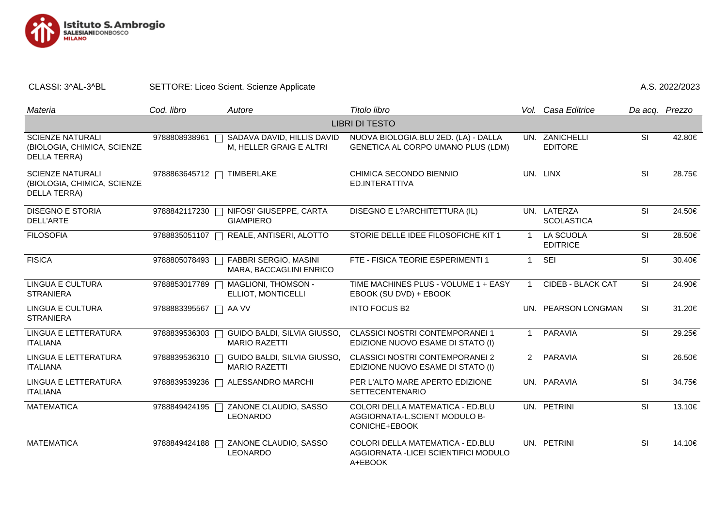Istituto S. Ambrogio
SALESIANI DON BOSCO
MILANO

CLASSI: 3^AL-3^BL SETTORE: Liceo Scient. Scienze Applicate A.S. 2022/2023

| *Materia* | *Cod. libro* | *Autore* | *Titolo libro* | *Vol.* | *Casa Editrice* | *Da acq.* | *Prezzo* |
|---|---|---|---|---|---|---|---|
| | | | LIBRI DI TESTO | | | | |
| SCIENZE NATURALI (BIOLOGIA, CHIMICA, SCIENZE DELLA TERRA) | 9788808938961 | SADAVA DAVID, HILLIS DAVID M, HELLER GRAIG E ALTRI | NUOVA BIOLOGIA.BLU 2ED. (LA) - DALLA GENETICA AL CORPO UMANO PLUS (LDM) | UN. | ZANICHELLI EDITORE | SI | 42.80€ |
| SCIENZE NATURALI (BIOLOGIA, CHIMICA, SCIENZE DELLA TERRA) | 9788863645712 | TIMBERLAKE | CHIMICA SECONDO BIENNIO ED.INTERATTIVA | UN. | LINX | SI | 28.75€ |
| DISEGNO E STORIA DELL'ARTE | 9788842117230 | NIFOSI' GIUSEPPE, CARTA GIAMPIERO | DISEGNO E L?ARCHITETTURA (IL) | UN. | LATERZA SCOLASTICA | SI | 24.50€ |
| FILOSOFIA | 9788835051107 | REALE, ANTISERI, ALOTTO | STORIE DELLE IDEE FILOSOFICHE KIT 1 | 1 | LA SCUOLA EDITRICE | SI | 28.50€ |
| FISICA | 9788805078493 | FABBRI SERGIO, MASINI MARA, BACCAGLINI ENRICO | FTE - FISICA TEORIE ESPERIMENTI 1 | 1 | SEI | SI | 30.40€ |
| LINGUA E CULTURA STRANIERA | 9788853017789 | MAGLIONI, THOMSON - ELLIOT, MONTICELLI | TIME MACHINES PLUS - VOLUME 1 + EASY EBOOK (SU DVD) + EBOOK | 1 | CIDEB - BLACK CAT | SI | 24.90€ |
| LINGUA E CULTURA STRANIERA | 9788883395567 | AA VV | INTO FOCUS B2 | UN. | PEARSON LONGMAN | SI | 31.20€ |
| LINGUA E LETTERATURA ITALIANA | 9788839536303 | GUIDO BALDI, SILVIA GIUSSO, MARIO RAZETTI | CLASSICI NOSTRI CONTEMPORANEI 1 EDIZIONE NUOVO ESAME DI STATO (I) | 1 | PARAVIA | SI | 29.25€ |
| LINGUA E LETTERATURA ITALIANA | 9788839536310 | GUIDO BALDI, SILVIA GIUSSO, MARIO RAZETTI | CLASSICI NOSTRI CONTEMPORANEI 2 EDIZIONE NUOVO ESAME DI STATO (I) | 2 | PARAVIA | SI | 26.50€ |
| LINGUA E LETTERATURA ITALIANA | 9788839539236 | ALESSANDRO MARCHI | PER L'ALTO MARE APERTO EDIZIONE SETTECENTENARIO | UN. | PARAVIA | SI | 34.75€ |
| MATEMATICA | 9788849424195 | ZANONE CLAUDIO, SASSO LEONARDO | COLORI DELLA MATEMATICA - ED.BLU AGGIORNATA-L.SCIENT MODULO B-CONICHE+EBOOK | UN. | PETRINI | SI | 13.10€ |
| MATEMATICA | 9788849424188 | ZANONE CLAUDIO, SASSO LEONARDO | COLORI DELLA MATEMATICA - ED.BLU AGGIORNATA -LICEI SCIENTIFICI MODULO A+EBOOK | UN. | PETRINI | SI | 14.10€ |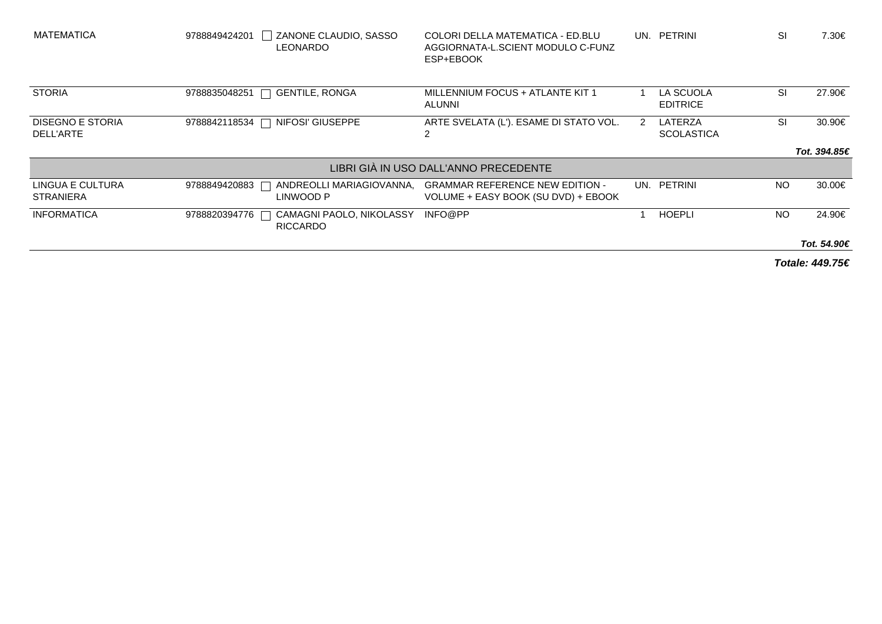| | | | | | | | | |
|---|---|---|---|---|---|---|---|---|
| MATEMATICA | 9788849424201 | ☐ | ZANONE CLAUDIO, SASSO LEONARDO | COLORI DELLA MATEMATICA - ED.BLU AGGIORNATA-L.SCIENT MODULO C-FUNZ ESP+EBOOK | UN. | PETRINI | SI | 7.30€ |
| STORIA | 9788835048251 | ☐ | GENTILE, RONGA | MILLENNIUM FOCUS + ATLANTE KIT 1 ALUNNI | 1 | LA SCUOLA EDITRICE | SI | 27.90€ |
| DISEGNO E STORIA DELL'ARTE | 9788842118534 | ☐ | NIFOSI' GIUSEPPE | ARTE SVELATA (L'). ESAME DI STATO VOL. 2 | 2 | LATERZA SCOLASTICA | SI | 30.90€ |
| | | | | | | | | ***Tot. 394.85€*** |
| | | | | LIBRI GIÀ IN USO DALL'ANNO PRECEDENTE | | | | |
| LINGUA E CULTURA STRANIERA | 9788849420883 | ☐ | ANDREOLLI MARIAGIOVANNA, LINWOOD P | GRAMMAR REFERENCE NEW EDITION - VOLUME + EASY BOOK (SU DVD) + EBOOK | UN. | PETRINI | NO | 30.00€ |
| INFORMATICA | 9788820394776 | ☐ | CAMAGNI PAOLO, NIKOLASSY RICCARDO | INFO@PP | 1 | HOEPLI | NO | 24.90€ |
| | | | | | | | | ***Tot. 54.90€*** |

***Totale: 449.75€***